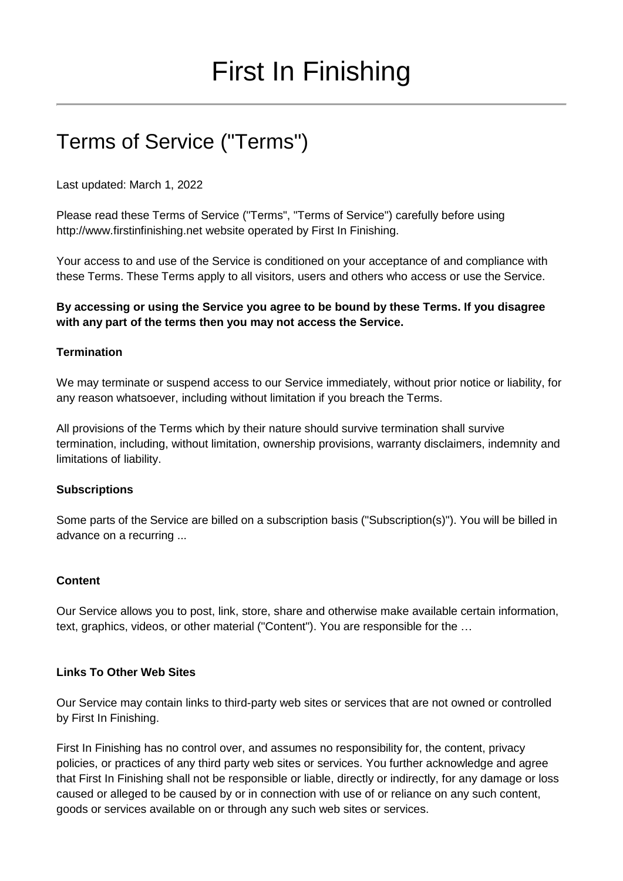# First In Finishing

## Terms of Service ("Terms")

Last updated: March 1, 2022

Please read these Terms of Service ("Terms", "Terms of Service") carefully before using http://www.firstinfinishing.net website operated by First In Finishing.

Your access to and use of the Service is conditioned on your acceptance of and compliance with these Terms. These Terms apply to all visitors, users and others who access or use the Service.

**By accessing or using the Service you agree to be bound by these Terms. If you disagree with any part of the terms then you may not access the Service.**

**Termination**

We may terminate or suspend access to our Service immediately, without prior notice or liability, for any reason whatsoever, including without limitation if you breach the Terms.

All provisions of the Terms which by their nature should survive termination shall survive termination, including, without limitation, ownership provisions, warranty disclaimers, indemnity and limitations of liability.

**Subscriptions**

Some parts of the Service are billed on a subscription basis ("Subscription(s)"). You will be billed in advance on a recurring ...

**Content**

Our Service allows you to post, link, store, share and otherwise make available certain information, text, graphics, videos, or other material ("Content"). You are responsible for the …

**Links To Other Web Sites**

Our Service may contain links to third-party web sites or services that are not owned or controlled by First In Finishing.

First In Finishing has no control over, and assumes no responsibility for, the content, privacy policies, or practices of any third party web sites or services. You further acknowledge and agree that First In Finishing shall not be responsible or liable, directly or indirectly, for any damage or loss caused or alleged to be caused by or in connection with use of or reliance on any such content, goods or services available on or through any such web sites or services.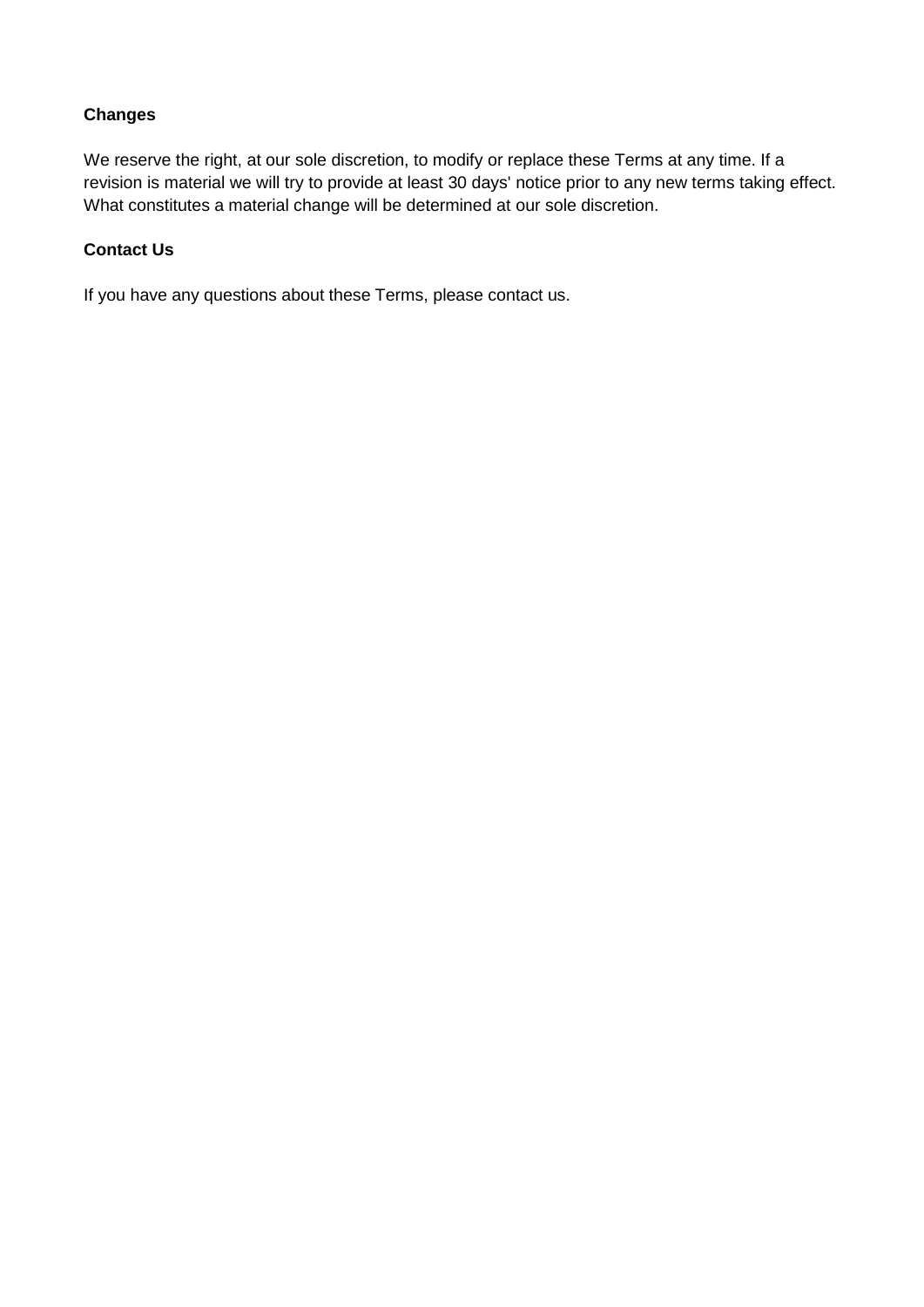**Changes**

We reserve the right, at our sole discretion, to modify or replace these Terms at any time. If a revision is material we will try to provide at least 30 days' notice prior to any new terms taking effect. What constitutes a material change will be determined at our sole discretion.

**Contact Us**

If you have any questions about these Terms, please contact us.